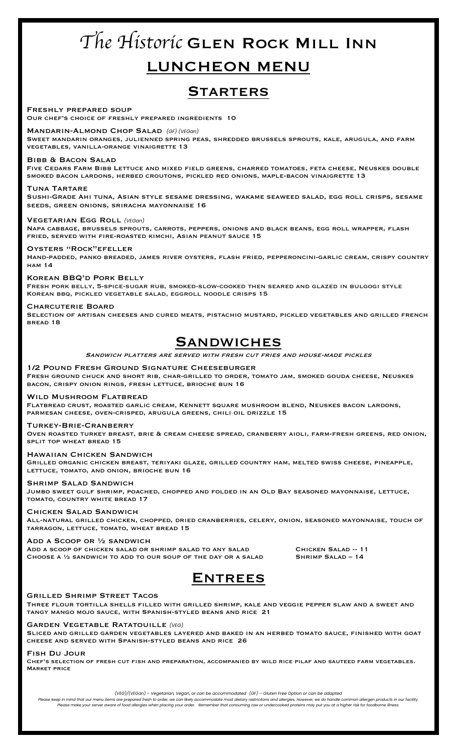# *The Historic* Glen Rock Mill Inn

## LUNCHEON MENU

## Starters

**Freshly prepared soup**
Our chef's choice of freshly prepared ingredients 10

**Mandarin-Almond Chop Salad** *(GF) (VEGan)*
Sweet mandarin oranges, julienned spring peas, shredded brussels sprouts, kale, arugula, and farm vegetables, vanilla-orange vinaigrette 13

**Bibb & Bacon Salad**
Five Cedars Farm Bibb Lettuce and mixed field greens, charred tomatoes, feta cheese, Neuskes double smoked bacon lardons, herbed croutons, pickled red onions, maple-bacon vinaigrette 13

**Tuna Tartare**
Sushi-Grade Ahi tuna, Asian style sesame dressing, wakame seaweed salad, egg roll crisps, sesame seeds, green onions, sriracha mayonnaise 16

**Vegetarian Egg Roll** *(VEGan)*
Napa cabbage, brussels sprouts, carrots, peppers, onions and black beans, egg roll wrapper, flash fried, served with fire-roasted kimchi, Asian peanut sauce 15

**Oysters "Rock"efeller**
Hand-padded, panko breaded, james river oysters, flash fried, pepperoncini-garlic cream, crispy country ham 14

**Korean BBQ'd Pork Belly**
Fresh pork belly, 5-spice-sugar rub, smoked-slow-cooked then seared and glazed in bulgogi style Korean bbq, pickled vegetable salad, eggroll noodle crisps 15

**Charcuterie Board**
Selection of artisan cheeses and cured meats, pistachio mustard, pickled vegetables and grilled french bread 18

## Sandwiches

*Sandwich platters are served with fresh cut fries and house-made pickles*

**1/2 Pound Fresh Ground Signature Cheeseburger**
Fresh ground chuck and short rib, char-grilled to order, tomato jam, smoked gouda cheese, Neuskes bacon, crispy onion rings, fresh lettuce, brioche bun 16

**Wild Mushroom Flatbread**
Flatbread crust, roasted garlic cream, Kennett square mushroom blend, Neuskes bacon lardons, parmesan cheese, oven-crisped, arugula greens, chili oil drizzle 15

**Turkey-Brie-Cranberry**
Oven roasted turkey breast, brie & cream cheese spread, cranberry aioli, farm-fresh greens, red onion, split top wheat bread 15

**Hawaiian Chicken Sandwich**
Grilled organic chicken breast, teriyaki glaze, grilled country ham, melted swiss cheese, pineapple, lettuce, tomato, and onion, brioche bun 16

**Shrimp Salad Sandwich**
Jumbo sweet gulf shrimp, poached, chopped and folded in an Old Bay seasoned mayonnaise, lettuce, tomato, country white bread 17

**Chicken Salad Sandwich**
All-natural grilled chicken, chopped, dried cranberries, celery, onion, seasoned mayonnaise, touch of tarragon, lettuce, tomato, wheat bread 15

**Add a Scoop or ½ sandwich**
Add a scoop of chicken salad or shrimp salad to any salad — Chicken Salad -- 11
Choose a ½ sandwich to add to our soup of the day or a salad — Shrimp Salad – 14

## Entrees

**Grilled Shrimp Street Tacos**
Three flour tortilla shells filled with grilled shrimp, kale and veggie pepper slaw and a sweet and tangy mango mojo sauce, with Spanish-styled beans and rice 21

**Garden Vegetable Ratatouille** *(VEG)*
Sliced and grilled garden vegetables layered and baked in an herbed tomato sauce, finished with goat cheese and served with Spanish-styled beans and rice 26

**Fish Du Jour**
Chef's selection of fresh cut fish and preparation, accompanied by wild rice pilaf and sauteed farm vegetables. Market price

*(VEG)/(VEGan) – Vegetarian, Vegan, or can be accommodated (GF) – Gluten Free Option or can be adapted*

*Please keep in mind that our menu items are prepared fresh to order, we can likely accommodate most dietary restricitons and allergies. However, we do handle common allergen products in our facility. Please make your server aware of food allergies when placing your order. Remember that consuming raw or undercooked proteins may put you at a higher risk for foodborne illness.*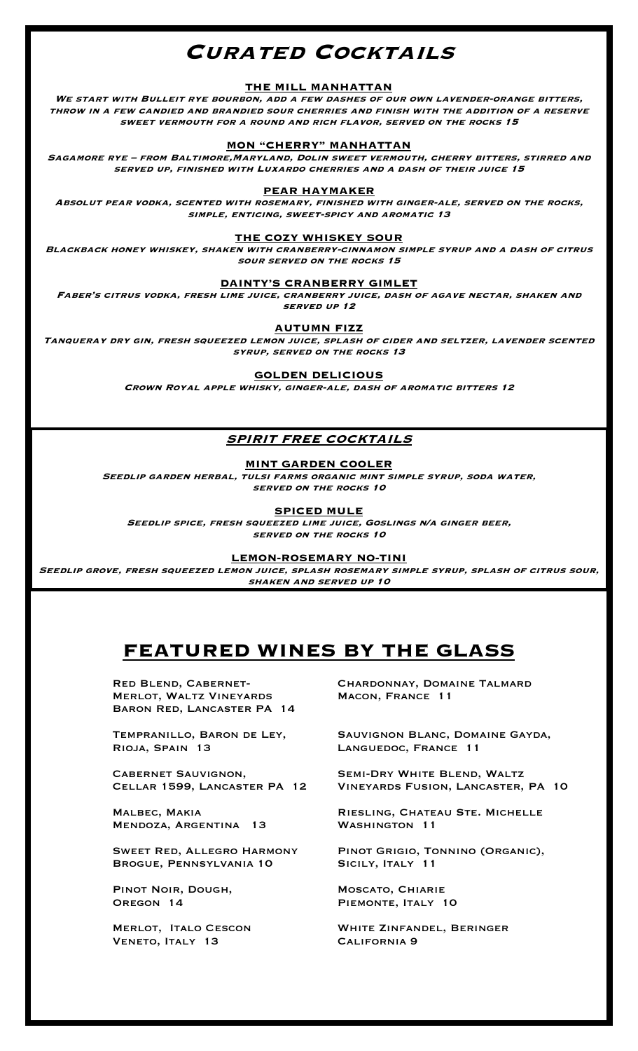# Curated Cocktails

**THE MILL MANHATTAN**

*We start with Bulleit rye bourbon, add a few dashes of our own lavender-orange bitters, throw in a few candied and brandied sour cherries and finish with the addition of a reserve sweet vermouth for a round and rich flavor, served on the rocks 15*

**MON "CHERRY" MANHATTAN**

*Sagamore rye – from Baltimore,Maryland, Dolin sweet vermouth, cherry bitters, stirred and served up, finished with Luxardo cherries and a dash of their juice 15*

**PEAR HAYMAKER**

*Absolut pear vodka, scented with rosemary, finished with ginger-ale, served on the rocks, simple, enticing, sweet-spicy and aromatic 13*

**THE COZY WHISKEY SOUR**

*Blackback honey whiskey, shaken with cranberry-cinnamon simple syrup and a dash of citrus sour served on the rocks 15*

**DAINTY'S CRANBERRY GIMLET**

*Faber's citrus vodka, fresh lime juice, cranberry juice, dash of agave nectar, shaken and served up 12*

**AUTUMN FIZZ**

*Tanqueray dry gin, fresh squeezed lemon juice, splash of cider and seltzer, lavender scented syrup, served on the rocks 13*

**GOLDEN DELICIOUS**

*Crown Royal apple whisky, ginger-ale, dash of aromatic bitters 12*

## SPIRIT FREE COCKTAILS

**MINT GARDEN COOLER**

*Seedlip garden herbal, tulsi farms organic mint simple syrup, soda water, served on the rocks 10*

**SPICED MULE**

*Seedlip spice, fresh squeezed lime juice, Goslings n/a ginger beer, served on the rocks 10*

**LEMON-ROSEMARY NO-TINI**

*Seedlip grove, fresh squeezed lemon juice, splash rosemary simple syrup, splash of citrus sour, shaken and served up 10*

# FEATURED WINES BY THE GLASS

Red Blend, Cabernet-Merlot, Waltz Vineyards Baron Red, Lancaster PA 14

Tempranillo, Baron de Ley, Rioja, Spain 13

Cabernet Sauvignon, Cellar 1599, Lancaster PA 12

Malbec, Makia Mendoza, Argentina 13

Sweet Red, Allegro Harmony Brogue, Pennsylvania 10

Pinot Noir, Dough, Oregon 14

Merlot, Italo Cescon Veneto, Italy 13

Chardonnay, Domaine Talmard Macon, France 11

Sauvignon Blanc, Domaine Gayda, Languedoc, France 11

Semi-Dry White Blend, Waltz Vineyards Fusion, Lancaster, PA 10

Riesling, Chateau Ste. Michelle Washington 11

Pinot Grigio, Tonnino (Organic), Sicily, Italy 11

Moscato, Chiarie Piemonte, Italy 10

White Zinfandel, Beringer California 9